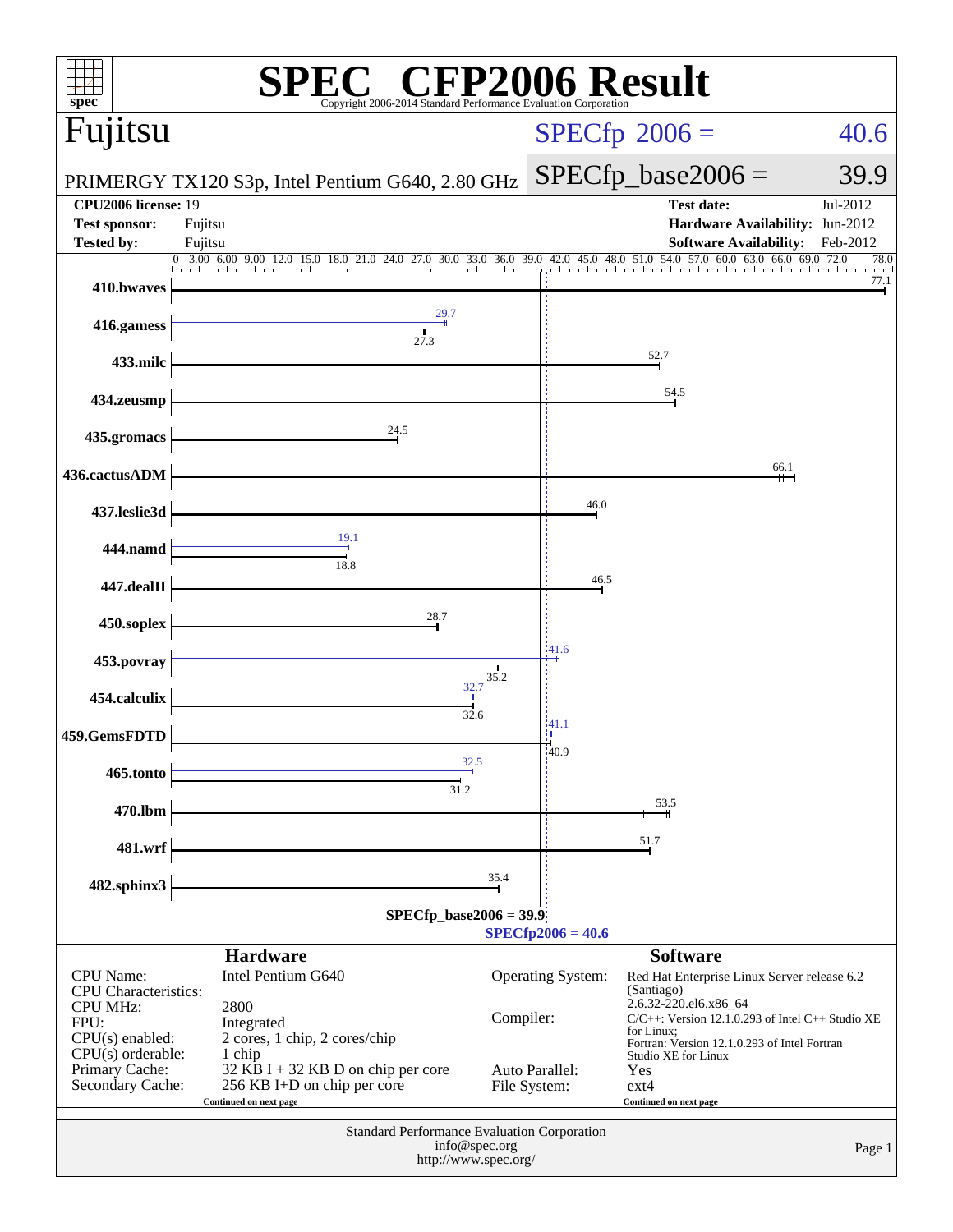# SPEC CFP2006 Result

Copyright 2006-2014 Standard Performance Evaluation Corporation

**Fujitsu**

PRIMERGY TX120 S3p, Intel Pentium G640, 2.80 GHz

SPECfp 2006 = 40.6

SPECfp_base2006 = 39.9

| | | | |
|---|---|---|---|
| **CPU2006 license:** | 19 | **Test date:** | Jul-2012 |
| **Test sponsor:** | Fujitsu | **Hardware Availability:** | Jun-2012 |
| **Tested by:** | Fujitsu | **Software Availability:** | Feb-2012 |

| Benchmark | Peak | Base |
|---|---|---|
| 410.bwaves | | 77.1 |
| 416.gamess | 29.7 | 27.3 |
| 433.milc | | 52.7 |
| 434.zeusmp | | 54.5 |
| 435.gromacs | | 24.5 |
| 436.cactusADM | | 66.1 |
| 437.leslie3d | | 46.0 |
| 444.namd | 19.1 | 18.8 |
| 447.dealII | | 46.5 |
| 450.soplex | | 28.7 |
| 453.povray | 41.6 | 35.2 |
| 454.calculix | 32.7 | 32.6 |
| 459.GemsFDTD | 41.1 | 40.9 |
| 465.tonto | 32.5 | 31.2 |
| 470.lbm | | 53.5 |
| 481.wrf | | 51.7 |
| 482.sphinx3 | | 35.4 |

SPECfp_base2006 = 39.9

SPECfp2006 = 40.6

## Hardware

| | |
|---|---|
| CPU Name: | Intel Pentium G640 |
| CPU Characteristics: | |
| CPU MHz: | 2800 |
| FPU: | Integrated |
| CPU(s) enabled: | 2 cores, 1 chip, 2 cores/chip |
| CPU(s) orderable: | 1 chip |
| Primary Cache: | 32 KB I + 32 KB D on chip per core |
| Secondary Cache: | 256 KB I+D on chip per core |

Continued on next page

## Software

| | |
|---|---|
| Operating System: | Red Hat Enterprise Linux Server release 6.2 (Santiago) 2.6.32-220.el6.x86_64 |
| Compiler: | C/C++: Version 12.1.0.293 of Intel C++ Studio XE for Linux; Fortran: Version 12.1.0.293 of Intel Fortran Studio XE for Linux |
| Auto Parallel: | Yes |
| File System: | ext4 |

Continued on next page

Standard Performance Evaluation Corporation
info@spec.org
http://www.spec.org/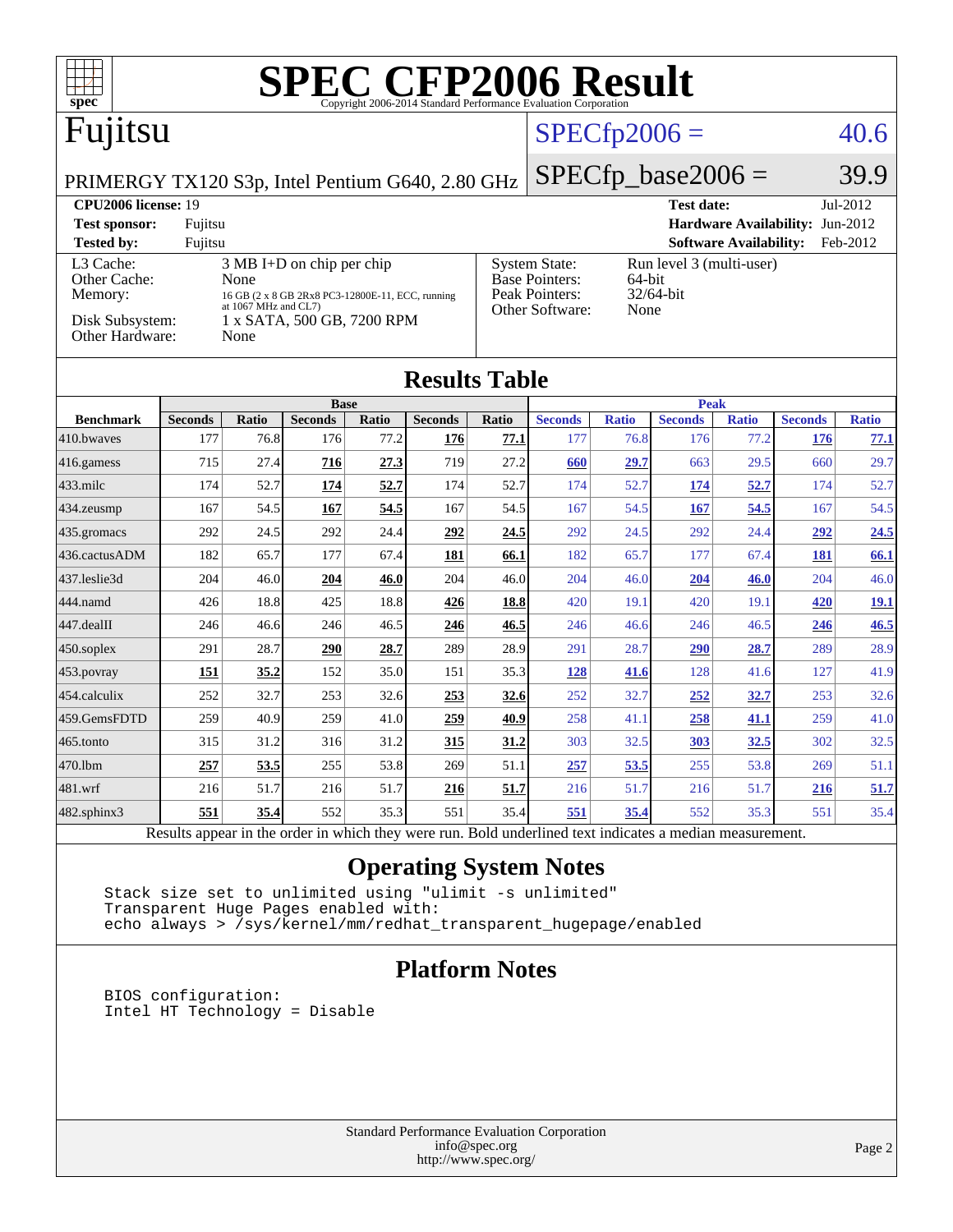# SPEC CFP2006 Result

Copyright 2006-2014 Standard Performance Evaluation Corporation

## Fujitsu

PRIMERGY TX120 S3p, Intel Pentium G640, 2.80 GHz

SPECfp2006 = 40.6

SPECfp_base2006 = 39.9

| | | | |
|---|---|---|---|
| **CPU2006 license:** 19 | | **Test date:** | Jul-2012 |
| **Test sponsor:** | Fujitsu | **Hardware Availability:** | Jun-2012 |
| **Tested by:** | Fujitsu | **Software Availability:** | Feb-2012 |

| | | | |
|---|---|---|---|
| L3 Cache: | 3 MB I+D on chip per chip | System State: | Run level 3 (multi-user) |
| Other Cache: | None | Base Pointers: | 64-bit |
| Memory: | 16 GB (2 x 8 GB 2Rx8 PC3-12800E-11, ECC, running at 1067 MHz and CL7) | Peak Pointers: | 32/64-bit |
| Disk Subsystem: | 1 x SATA, 500 GB, 7200 RPM | Other Software: | None |
| Other Hardware: | None | | |

## Results Table

| Benchmark | Base | | | | | | Peak | | | | | |
|---|---|---|---|---|---|---|---|---|---|---|---|---|
| | Seconds | Ratio | Seconds | Ratio | Seconds | Ratio | Seconds | Ratio | Seconds | Ratio | Seconds | Ratio |
| 410.bwaves | 177 | 76.8 | 176 | 77.2 | **176** | **77.1** | 177 | 76.8 | 176 | 77.2 | **176** | **77.1** |
| 416.gamess | 715 | 27.4 | **716** | **27.3** | 719 | 27.2 | **660** | **29.7** | 663 | 29.5 | 660 | 29.7 |
| 433.milc | 174 | 52.7 | **174** | **52.7** | 174 | 52.7 | 174 | 52.7 | **174** | **52.7** | 174 | 52.7 |
| 434.zeusmp | 167 | 54.5 | **167** | **54.5** | 167 | 54.5 | 167 | 54.5 | **167** | **54.5** | 167 | 54.5 |
| 435.gromacs | 292 | 24.5 | 292 | 24.4 | **292** | **24.5** | 292 | 24.5 | 292 | 24.4 | **292** | **24.5** |
| 436.cactusADM | 182 | 65.7 | 177 | 67.4 | **181** | **66.1** | 182 | 65.7 | 177 | 67.4 | **181** | **66.1** |
| 437.leslie3d | 204 | 46.0 | **204** | **46.0** | 204 | 46.0 | 204 | 46.0 | **204** | **46.0** | 204 | 46.0 |
| 444.namd | 426 | 18.8 | 425 | 18.8 | **426** | **18.8** | 420 | 19.1 | 420 | 19.1 | **420** | **19.1** |
| 447.dealII | 246 | 46.6 | 246 | 46.5 | **246** | **46.5** | 246 | 46.6 | 246 | 46.5 | **246** | **46.5** |
| 450.soplex | 291 | 28.7 | **290** | **28.7** | 289 | 28.9 | 291 | 28.7 | **290** | **28.7** | 289 | 28.9 |
| 453.povray | **151** | **35.2** | 152 | 35.0 | 151 | 35.3 | **128** | **41.6** | 128 | 41.6 | 127 | 41.9 |
| 454.calculix | 252 | 32.7 | 253 | 32.6 | **253** | **32.6** | 252 | 32.7 | **252** | **32.7** | 253 | 32.6 |
| 459.GemsFDTD | 259 | 40.9 | 259 | 41.0 | **259** | **40.9** | 258 | 41.1 | **258** | **41.1** | 259 | 41.0 |
| 465.tonto | 315 | 31.2 | 316 | 31.2 | **315** | **31.2** | 303 | 32.5 | **303** | **32.5** | 302 | 32.5 |
| 470.lbm | **257** | **53.5** | 255 | 53.8 | 269 | 51.1 | **257** | **53.5** | 255 | 53.8 | 269 | 51.1 |
| 481.wrf | 216 | 51.7 | 216 | 51.7 | **216** | **51.7** | 216 | 51.7 | 216 | 51.7 | **216** | **51.7** |
| 482.sphinx3 | **551** | **35.4** | 552 | 35.3 | 551 | 35.4 | **551** | **35.4** | 552 | 35.3 | 551 | 35.4 |

Results appear in the order in which they were run. Bold underlined text indicates a median measurement.

## Operating System Notes

```
Stack size set to unlimited using "ulimit -s unlimited"
Transparent Huge Pages enabled with:
echo always > /sys/kernel/mm/redhat_transparent_hugepage/enabled
```

## Platform Notes

```
BIOS configuration:
Intel HT Technology = Disable
```

Standard Performance Evaluation Corporation
info@spec.org
http://www.spec.org/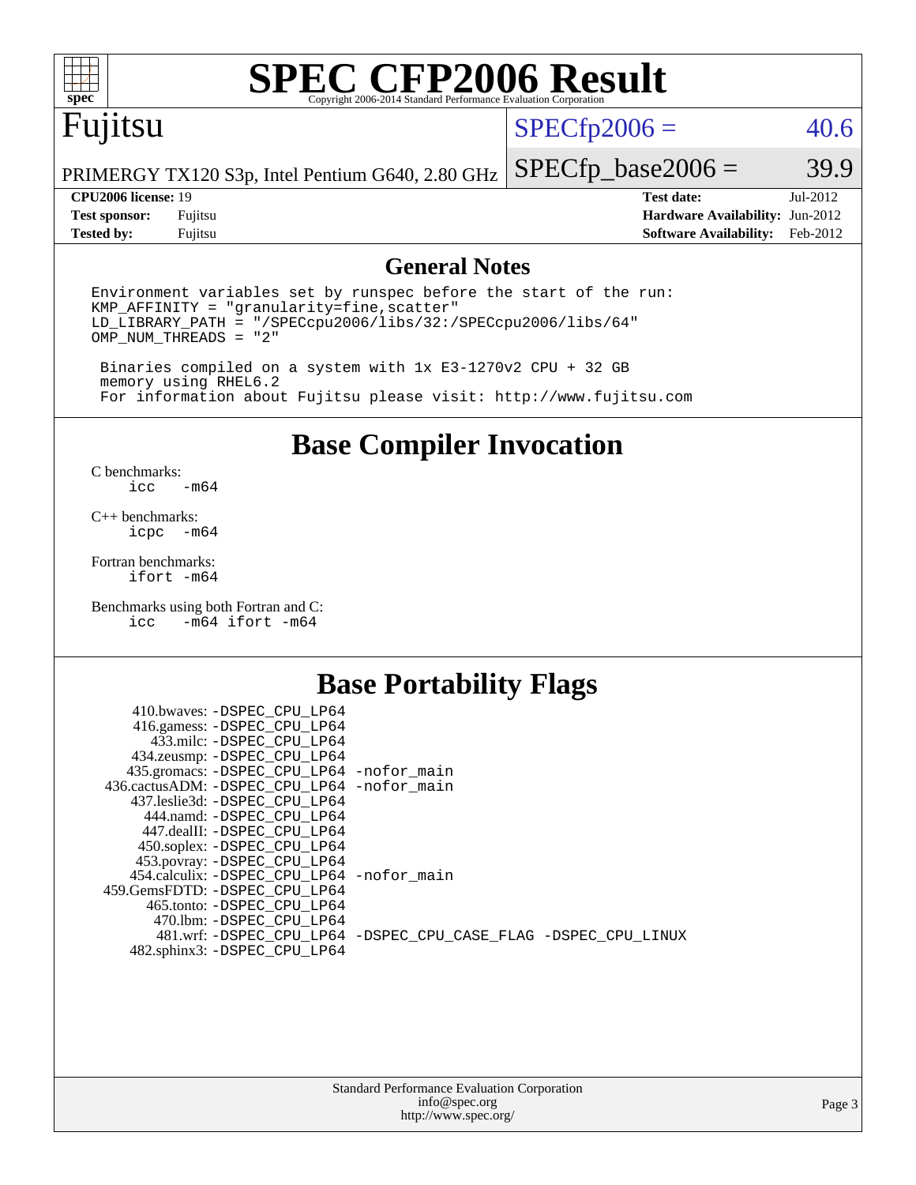# SPEC CFP2006 Result

Copyright 2006-2014 Standard Performance Evaluation Corporation

## Fujitsu

PRIMERGY TX120 S3p, Intel Pentium G640, 2.80 GHz

SPECfp2006 = 40.6

SPECfp_base2006 = 39.9

| | | | |
|---|---|---|---|
| **CPU2006 license:** | 19 | **Test date:** | Jul-2012 |
| **Test sponsor:** | Fujitsu | **Hardware Availability:** | Jun-2012 |
| **Tested by:** | Fujitsu | **Software Availability:** | Feb-2012 |

## General Notes

```
Environment variables set by runspec before the start of the run:
KMP_AFFINITY = "granularity=fine,scatter"
LD_LIBRARY_PATH = "/SPECcpu2006/libs/32:/SPECcpu2006/libs/64"
OMP_NUM_THREADS = "2"

 Binaries compiled on a system with 1x E3-1270v2 CPU + 32 GB
 memory using RHEL6.2
 For information about Fujitsu please visit: http://www.fujitsu.com
```

## Base Compiler Invocation

C benchmarks:
```
icc   -m64
```

C++ benchmarks:
```
icpc  -m64
```

Fortran benchmarks:
```
ifort -m64
```

Benchmarks using both Fortran and C:
```
icc   -m64 ifort -m64
```

## Base Portability Flags

```
    410.bwaves: -DSPEC_CPU_LP64
    416.gamess: -DSPEC_CPU_LP64
      433.milc: -DSPEC_CPU_LP64
    434.zeusmp: -DSPEC_CPU_LP64
   435.gromacs: -DSPEC_CPU_LP64 -nofor_main
  436.cactusADM: -DSPEC_CPU_LP64 -nofor_main
   437.leslie3d: -DSPEC_CPU_LP64
      444.namd: -DSPEC_CPU_LP64
    447.dealII: -DSPEC_CPU_LP64
    450.soplex: -DSPEC_CPU_LP64
    453.povray: -DSPEC_CPU_LP64
   454.calculix: -DSPEC_CPU_LP64 -nofor_main
  459.GemsFDTD: -DSPEC_CPU_LP64
     465.tonto: -DSPEC_CPU_LP64
       470.lbm: -DSPEC_CPU_LP64
       481.wrf: -DSPEC_CPU_LP64 -DSPEC_CPU_CASE_FLAG -DSPEC_CPU_LINUX
   482.sphinx3: -DSPEC_CPU_LP64
```

Standard Performance Evaluation Corporation
info@spec.org
http://www.spec.org/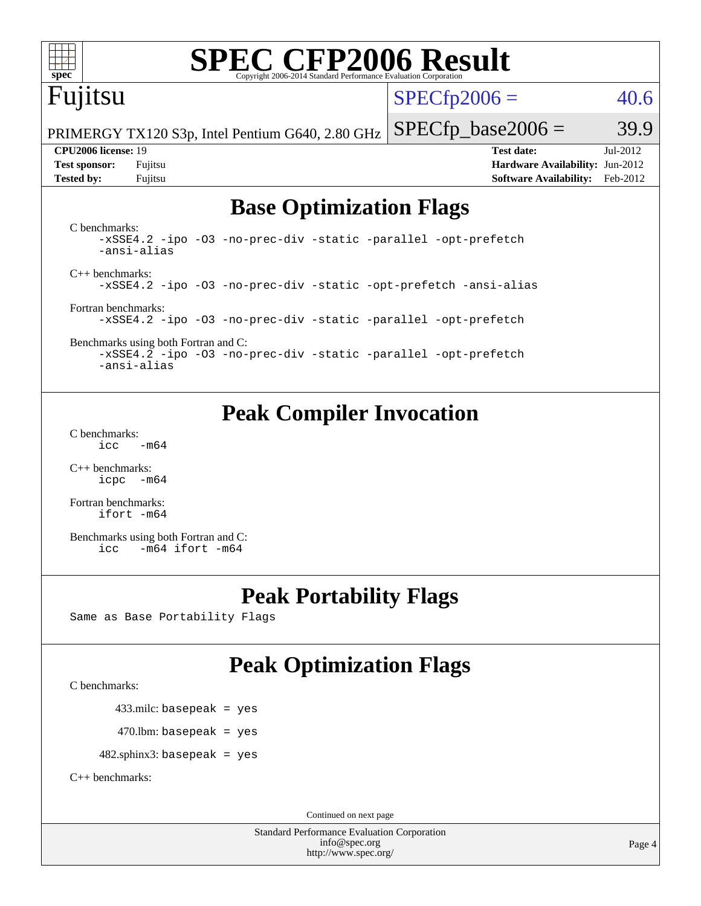# Base Optimization Flags

C benchmarks:

```
-xSSE4.2 -ipo -O3 -no-prec-div -static -parallel -opt-prefetch
-ansi-alias
```

C++ benchmarks:

```
-xSSE4.2 -ipo -O3 -no-prec-div -static -opt-prefetch -ansi-alias
```

Fortran benchmarks:

```
-xSSE4.2 -ipo -O3 -no-prec-div -static -parallel -opt-prefetch
```

Benchmarks using both Fortran and C:

```
-xSSE4.2 -ipo -O3 -no-prec-div -static -parallel -opt-prefetch
-ansi-alias
```

# Peak Compiler Invocation

C benchmarks:

```
icc   -m64
```

C++ benchmarks:

```
icpc  -m64
```

Fortran benchmarks:

```
ifort -m64
```

Benchmarks using both Fortran and C:

```
icc   -m64 ifort -m64
```

# Peak Portability Flags

Same as Base Portability Flags

# Peak Optimization Flags

C benchmarks:

433.milc: basepeak = yes

470.lbm: basepeak = yes

482.sphinx3: basepeak = yes

C++ benchmarks:

Continued on next page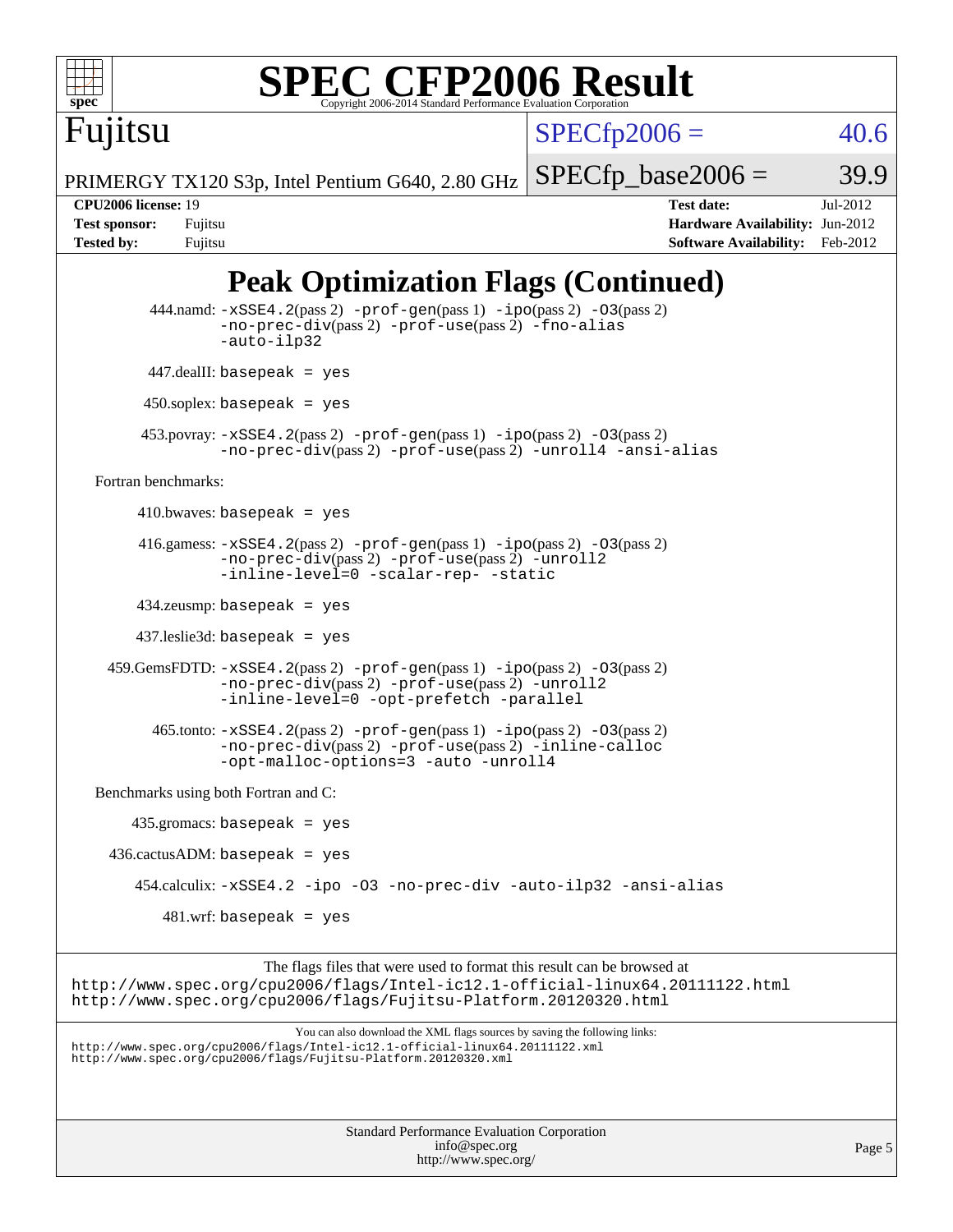# SPEC CFP2006 Result

Copyright 2006-2014 Standard Performance Evaluation Corporation

**Fujitsu**

PRIMERGY TX120 S3p, Intel Pentium G640, 2.80 GHz

SPECfp2006 = 40.6

SPECfp_base2006 = 39.9

| | | | |
|---|---|---|---|
| **CPU2006 license:** 19 | | **Test date:** | Jul-2012 |
| **Test sponsor:** | Fujitsu | **Hardware Availability:** | Jun-2012 |
| **Tested by:** | Fujitsu | **Software Availability:** | Feb-2012 |

## Peak Optimization Flags (Continued)

444.namd: `-xSSE4.2`(pass 2) `-prof-gen`(pass 1) `-ipo`(pass 2) `-O3`(pass 2) `-no-prec-div`(pass 2) `-prof-use`(pass 2) `-fno-alias` `-auto-ilp32`

447.dealII: `basepeak = yes`

450.soplex: `basepeak = yes`

453.povray: `-xSSE4.2`(pass 2) `-prof-gen`(pass 1) `-ipo`(pass 2) `-O3`(pass 2) `-no-prec-div`(pass 2) `-prof-use`(pass 2) `-unroll4` `-ansi-alias`

Fortran benchmarks:

410.bwaves: `basepeak = yes`

416.gamess: `-xSSE4.2`(pass 2) `-prof-gen`(pass 1) `-ipo`(pass 2) `-O3`(pass 2) `-no-prec-div`(pass 2) `-prof-use`(pass 2) `-unroll2` `-inline-level=0` `-scalar-rep-` `-static`

434.zeusmp: `basepeak = yes`

437.leslie3d: `basepeak = yes`

459.GemsFDTD: `-xSSE4.2`(pass 2) `-prof-gen`(pass 1) `-ipo`(pass 2) `-O3`(pass 2) `-no-prec-div`(pass 2) `-prof-use`(pass 2) `-unroll2` `-inline-level=0` `-opt-prefetch` `-parallel`

465.tonto: `-xSSE4.2`(pass 2) `-prof-gen`(pass 1) `-ipo`(pass 2) `-O3`(pass 2) `-no-prec-div`(pass 2) `-prof-use`(pass 2) `-inline-calloc` `-opt-malloc-options=3` `-auto` `-unroll4`

Benchmarks using both Fortran and C:

435.gromacs: `basepeak = yes`

436.cactusADM: `basepeak = yes`

454.calculix: `-xSSE4.2` `-ipo` `-O3` `-no-prec-div` `-auto-ilp32` `-ansi-alias`

481.wrf: `basepeak = yes`

The flags files that were used to format this result can be browsed at
http://www.spec.org/cpu2006/flags/Intel-ic12.1-official-linux64.20111122.html
http://www.spec.org/cpu2006/flags/Fujitsu-Platform.20120320.html

You can also download the XML flags sources by saving the following links:
http://www.spec.org/cpu2006/flags/Intel-ic12.1-official-linux64.20111122.xml
http://www.spec.org/cpu2006/flags/Fujitsu-Platform.20120320.xml

Standard Performance Evaluation Corporation
info@spec.org
http://www.spec.org/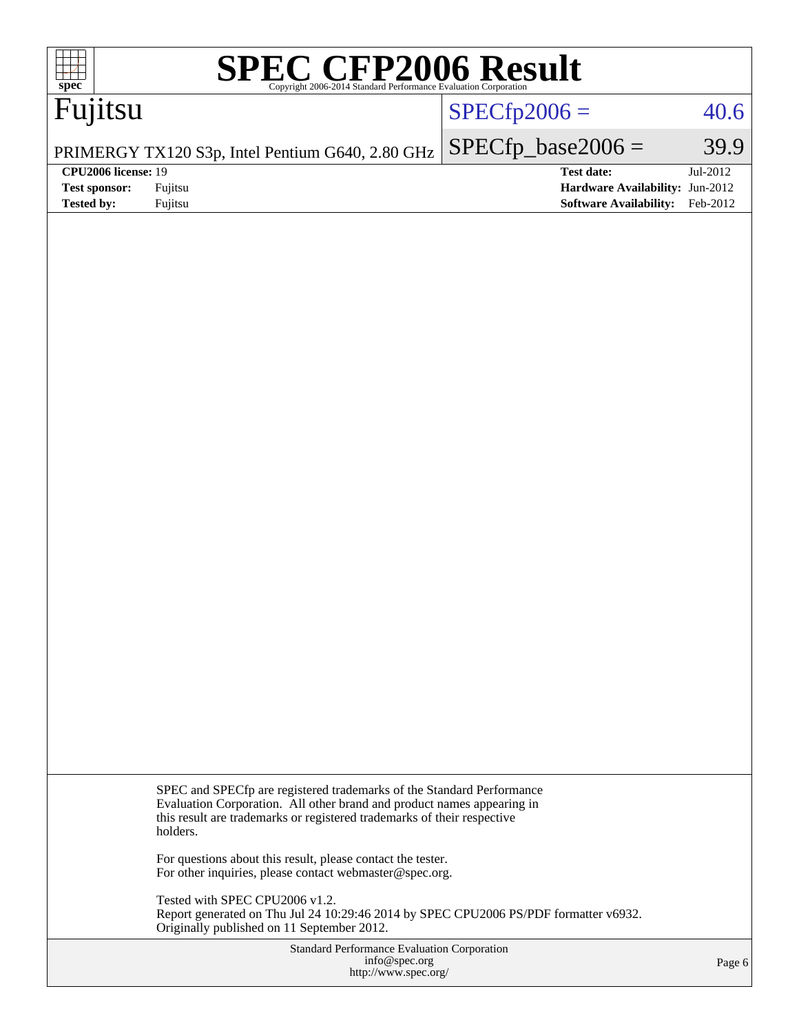SPEC and SPECfp are registered trademarks of the Standard Performance Evaluation Corporation. All other brand and product names appearing in this result are trademarks or registered trademarks of their respective holders.

For questions about this result, please contact the tester.
For other inquiries, please contact webmaster@spec.org.

Tested with SPEC CPU2006 v1.2.
Report generated on Thu Jul 24 10:29:46 2014 by SPEC CPU2006 PS/PDF formatter v6932.
Originally published on 11 September 2012.